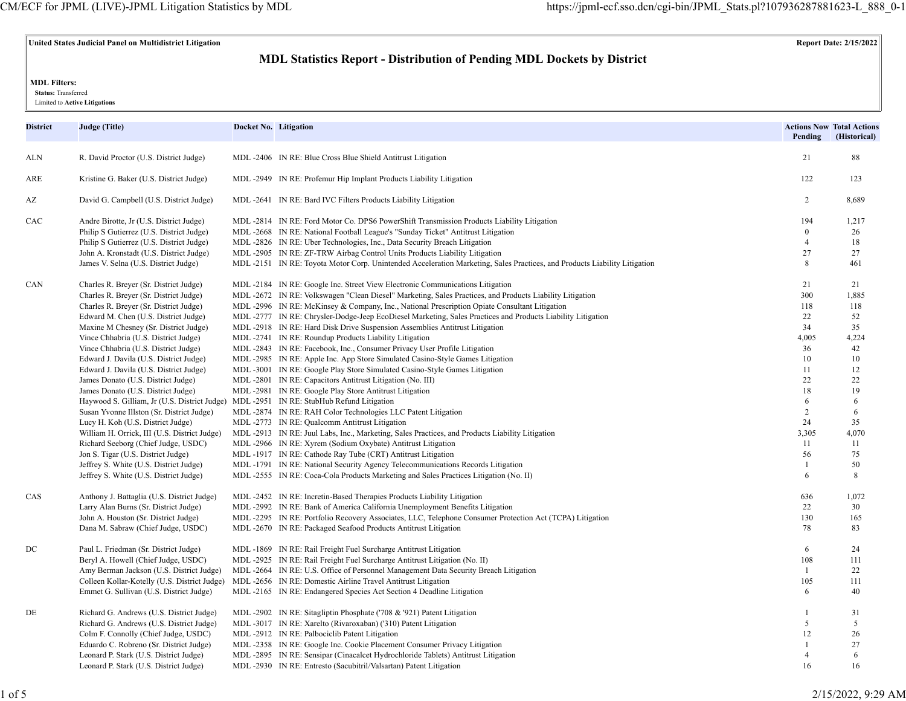**United States Judicial Panel on Multidistrict Litigation** — **Report Date: 2/15/2022**

# MDL Statistics Report - Distribution of Pending MDL Dockets by District

**MDL Filters:**
**Status:** Transferred
Limited to **Active Litigations**

| District | Judge (Title) | Docket No. | Litigation | Actions Now Pending | Total Actions (Historical) |
|---|---|---|---|---|---|
| ALN | R. David Proctor (U.S. District Judge) | MDL -2406 | IN RE: Blue Cross Blue Shield Antitrust Litigation | 21 | 88 |
| ARE | Kristine G. Baker (U.S. District Judge) | MDL -2949 | IN RE: Profemur Hip Implant Products Liability Litigation | 122 | 123 |
| AZ | David G. Campbell (U.S. District Judge) | MDL -2641 | IN RE: Bard IVC Filters Products Liability Litigation | 2 | 8,689 |
| CAC | Andre Birotte, Jr (U.S. District Judge) | MDL -2814 | IN RE: Ford Motor Co. DPS6 PowerShift Transmission Products Liability Litigation | 194 | 1,217 |
| | Philip S Gutierrez (U.S. District Judge) | MDL -2668 | IN RE: National Football League's "Sunday Ticket" Antitrust Litigation | 0 | 26 |
| | Philip S Gutierrez (U.S. District Judge) | MDL -2826 | IN RE: Uber Technologies, Inc., Data Security Breach Litigation | 4 | 18 |
| | John A. Kronstadt (U.S. District Judge) | MDL -2905 | IN RE: ZF-TRW Airbag Control Units Products Liability Litigation | 27 | 27 |
| | James V. Selna (U.S. District Judge) | MDL -2151 | IN RE: Toyota Motor Corp. Unintended Acceleration Marketing, Sales Practices, and Products Liability Litigation | 8 | 461 |
| CAN | Charles R. Breyer (Sr. District Judge) | MDL -2184 | IN RE: Google Inc. Street View Electronic Communications Litigation | 21 | 21 |
| | Charles R. Breyer (Sr. District Judge) | MDL -2672 | IN RE: Volkswagen "Clean Diesel" Marketing, Sales Practices, and Products Liability Litigation | 300 | 1,885 |
| | Charles R. Breyer (Sr. District Judge) | MDL -2996 | IN RE: McKinsey & Company, Inc., National Prescription Opiate Consultant Litigation | 118 | 118 |
| | Edward M. Chen (U.S. District Judge) | MDL -2777 | IN RE: Chrysler-Dodge-Jeep EcoDiesel Marketing, Sales Practices and Products Liability Litigation | 22 | 52 |
| | Maxine M Chesney (Sr. District Judge) | MDL -2918 | IN RE: Hard Disk Drive Suspension Assemblies Antitrust Litigation | 34 | 35 |
| | Vince Chhabria (U.S. District Judge) | MDL -2741 | IN RE: Roundup Products Liability Litigation | 4,005 | 4,224 |
| | Vince Chhabria (U.S. District Judge) | MDL -2843 | IN RE: Facebook, Inc., Consumer Privacy User Profile Litigation | 36 | 42 |
| | Edward J. Davila (U.S. District Judge) | MDL -2985 | IN RE: Apple Inc. App Store Simulated Casino-Style Games Litigation | 10 | 10 |
| | Edward J. Davila (U.S. District Judge) | MDL -3001 | IN RE: Google Play Store Simulated Casino-Style Games Litigation | 11 | 12 |
| | James Donato (U.S. District Judge) | MDL -2801 | IN RE: Capacitors Antitrust Litigation (No. III) | 22 | 22 |
| | James Donato (U.S. District Judge) | MDL -2981 | IN RE: Google Play Store Antitrust Litigation | 18 | 19 |
| | Haywood S. Gilliam, Jr (U.S. District Judge) | MDL -2951 | IN RE: StubHub Refund Litigation | 6 | 6 |
| | Susan Yvonne Illston (Sr. District Judge) | MDL -2874 | IN RE: RAH Color Technologies LLC Patent Litigation | 2 | 6 |
| | Lucy H. Koh (U.S. District Judge) | MDL -2773 | IN RE: Qualcomm Antitrust Litigation | 24 | 35 |
| | William H. Orrick, III (U.S. District Judge) | MDL -2913 | IN RE: Juul Labs, Inc., Marketing, Sales Practices, and Products Liability Litigation | 3,305 | 4,070 |
| | Richard Seeborg (Chief Judge, USDC) | MDL -2966 | IN RE: Xyrem (Sodium Oxybate) Antitrust Litigation | 11 | 11 |
| | Jon S. Tigar (U.S. District Judge) | MDL -1917 | IN RE: Cathode Ray Tube (CRT) Antitrust Litigation | 56 | 75 |
| | Jeffrey S. White (U.S. District Judge) | MDL -1791 | IN RE: National Security Agency Telecommunications Records Litigation | 1 | 50 |
| | Jeffrey S. White (U.S. District Judge) | MDL -2555 | IN RE: Coca-Cola Products Marketing and Sales Practices Litigation (No. II) | 6 | 8 |
| CAS | Anthony J. Battaglia (U.S. District Judge) | MDL -2452 | IN RE: Incretin-Based Therapies Products Liability Litigation | 636 | 1,072 |
| | Larry Alan Burns (Sr. District Judge) | MDL -2992 | IN RE: Bank of America California Unemployment Benefits Litigation | 22 | 30 |
| | John A. Houston (Sr. District Judge) | MDL -2295 | IN RE: Portfolio Recovery Associates, LLC, Telephone Consumer Protection Act (TCPA) Litigation | 130 | 165 |
| | Dana M. Sabraw (Chief Judge, USDC) | MDL -2670 | IN RE: Packaged Seafood Products Antitrust Litigation | 78 | 83 |
| DC | Paul L. Friedman (Sr. District Judge) | MDL -1869 | IN RE: Rail Freight Fuel Surcharge Antitrust Litigation | 6 | 24 |
| | Beryl A. Howell (Chief Judge, USDC) | MDL -2925 | IN RE: Rail Freight Fuel Surcharge Antitrust Litigation (No. II) | 108 | 111 |
| | Amy Berman Jackson (U.S. District Judge) | MDL -2664 | IN RE: U.S. Office of Personnel Management Data Security Breach Litigation | 1 | 22 |
| | Colleen Kollar-Kotelly (U.S. District Judge) | MDL -2656 | IN RE: Domestic Airline Travel Antitrust Litigation | 105 | 111 |
| | Emmet G. Sullivan (U.S. District Judge) | MDL -2165 | IN RE: Endangered Species Act Section 4 Deadline Litigation | 6 | 40 |
| DE | Richard G. Andrews (U.S. District Judge) | MDL -2902 | IN RE: Sitagliptin Phosphate ('708 & '921) Patent Litigation | 1 | 31 |
| | Richard G. Andrews (U.S. District Judge) | MDL -3017 | IN RE: Xarelto (Rivaroxaban) ('310) Patent Litigation | 5 | 5 |
| | Colm F. Connolly (Chief Judge, USDC) | MDL -2912 | IN RE: Palbociclib Patent Litigation | 12 | 26 |
| | Eduardo C. Robreno (Sr. District Judge) | MDL -2358 | IN RE: Google Inc. Cookie Placement Consumer Privacy Litigation | 1 | 27 |
| | Leonard P. Stark (U.S. District Judge) | MDL -2895 | IN RE: Sensipar (Cinacalcet Hydrochloride Tablets) Antitrust Litigation | 4 | 6 |
| | Leonard P. Stark (U.S. District Judge) | MDL -2930 | IN RE: Entresto (Sacubitril/Valsartan) Patent Litigation | 16 | 16 |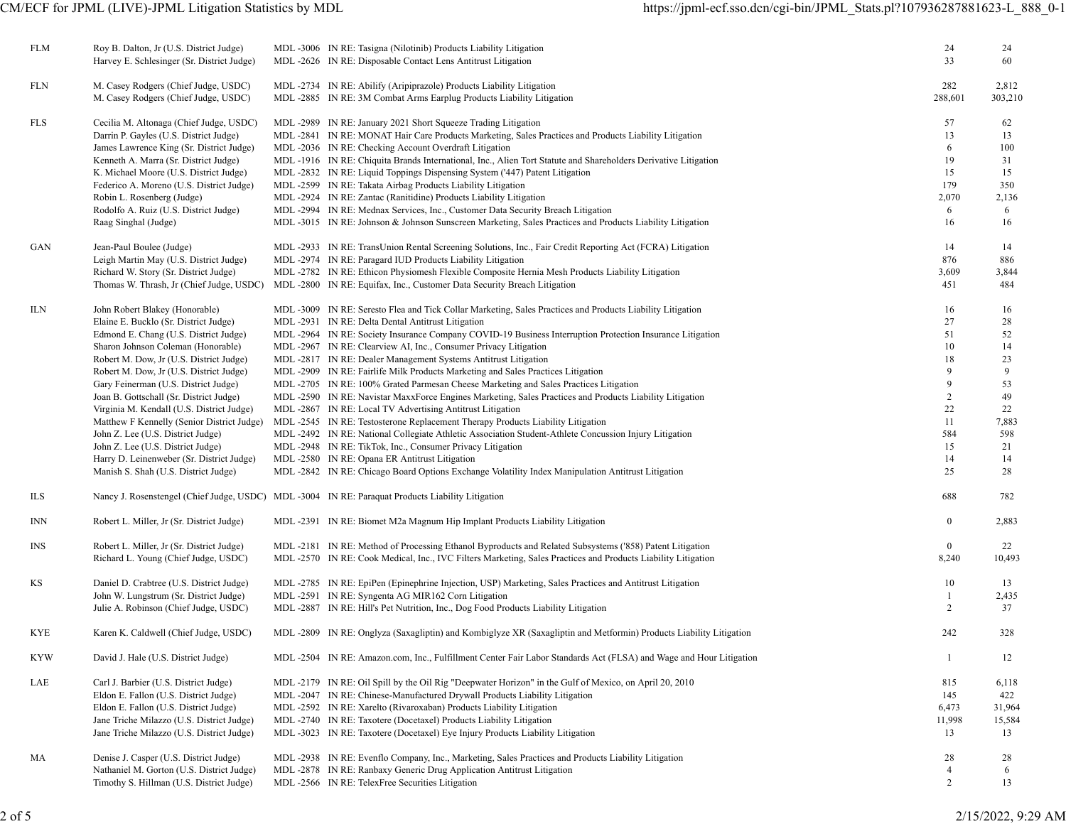| | | | | |
|---|---|---|---|---|
| FLM | Roy B. Dalton, Jr (U.S. District Judge) | MDL -3006 IN RE: Tasigna (Nilotinib) Products Liability Litigation | 24 | 24 |
| | Harvey E. Schlesinger (Sr. District Judge) | MDL -2626 IN RE: Disposable Contact Lens Antitrust Litigation | 33 | 60 |
| FLN | M. Casey Rodgers (Chief Judge, USDC) | MDL -2734 IN RE: Abilify (Aripiprazole) Products Liability Litigation | 282 | 2,812 |
| | M. Casey Rodgers (Chief Judge, USDC) | MDL -2885 IN RE: 3M Combat Arms Earplug Products Liability Litigation | 288,601 | 303,210 |
| FLS | Cecilia M. Altonaga (Chief Judge, USDC) | MDL -2989 IN RE: January 2021 Short Squeeze Trading Litigation | 57 | 62 |
| | Darrin P. Gayles (U.S. District Judge) | MDL -2841 IN RE: MONAT Hair Care Products Marketing, Sales Practices and Products Liability Litigation | 13 | 13 |
| | James Lawrence King (Sr. District Judge) | MDL -2036 IN RE: Checking Account Overdraft Litigation | 6 | 100 |
| | Kenneth A. Marra (Sr. District Judge) | MDL -1916 IN RE: Chiquita Brands International, Inc., Alien Tort Statute and Shareholders Derivative Litigation | 19 | 31 |
| | K. Michael Moore (U.S. District Judge) | MDL -2832 IN RE: Liquid Toppings Dispensing System ('447) Patent Litigation | 15 | 15 |
| | Federico A. Moreno (U.S. District Judge) | MDL -2599 IN RE: Takata Airbag Products Liability Litigation | 179 | 350 |
| | Robin L. Rosenberg (Judge) | MDL -2924 IN RE: Zantac (Ranitidine) Products Liability Litigation | 2,070 | 2,136 |
| | Rodolfo A. Ruiz (U.S. District Judge) | MDL -2994 IN RE: Mednax Services, Inc., Customer Data Security Breach Litigation | 6 | 6 |
| | Raag Singhal (Judge) | MDL -3015 IN RE: Johnson & Johnson Sunscreen Marketing, Sales Practices and Products Liability Litigation | 16 | 16 |
| GAN | Jean-Paul Boulee (Judge) | MDL -2933 IN RE: TransUnion Rental Screening Solutions, Inc., Fair Credit Reporting Act (FCRA) Litigation | 14 | 14 |
| | Leigh Martin May (U.S. District Judge) | MDL -2974 IN RE: Paragard IUD Products Liability Litigation | 876 | 886 |
| | Richard W. Story (Sr. District Judge) | MDL -2782 IN RE: Ethicon Physiomesh Flexible Composite Hernia Mesh Products Liability Litigation | 3,609 | 3,844 |
| | Thomas W. Thrash, Jr (Chief Judge, USDC) | MDL -2800 IN RE: Equifax, Inc., Customer Data Security Breach Litigation | 451 | 484 |
| ILN | John Robert Blakey (Honorable) | MDL -3009 IN RE: Seresto Flea and Tick Collar Marketing, Sales Practices and Products Liability Litigation | 16 | 16 |
| | Elaine E. Bucklo (Sr. District Judge) | MDL -2931 IN RE: Delta Dental Antitrust Litigation | 27 | 28 |
| | Edmond E. Chang (U.S. District Judge) | MDL -2964 IN RE: Society Insurance Company COVID-19 Business Interruption Protection Insurance Litigation | 51 | 52 |
| | Sharon Johnson Coleman (Honorable) | MDL -2967 IN RE: Clearview AI, Inc., Consumer Privacy Litigation | 10 | 14 |
| | Robert M. Dow, Jr (U.S. District Judge) | MDL -2817 IN RE: Dealer Management Systems Antitrust Litigation | 18 | 23 |
| | Robert M. Dow, Jr (U.S. District Judge) | MDL -2909 IN RE: Fairlife Milk Products Marketing and Sales Practices Litigation | 9 | 9 |
| | Gary Feinerman (U.S. District Judge) | MDL -2705 IN RE: 100% Grated Parmesan Cheese Marketing and Sales Practices Litigation | 9 | 53 |
| | Joan B. Gottschall (Sr. District Judge) | MDL -2590 IN RE: Navistar MaxxForce Engines Marketing, Sales Practices and Products Liability Litigation | 2 | 49 |
| | Virginia M. Kendall (U.S. District Judge) | MDL -2867 IN RE: Local TV Advertising Antitrust Litigation | 22 | 22 |
| | Matthew F Kennelly (Senior District Judge) | MDL -2545 IN RE: Testosterone Replacement Therapy Products Liability Litigation | 11 | 7,883 |
| | John Z. Lee (U.S. District Judge) | MDL -2492 IN RE: National Collegiate Athletic Association Student-Athlete Concussion Injury Litigation | 584 | 598 |
| | John Z. Lee (U.S. District Judge) | MDL -2948 IN RE: TikTok, Inc., Consumer Privacy Litigation | 15 | 21 |
| | Harry D. Leinenweber (Sr. District Judge) | MDL -2580 IN RE: Opana ER Antitrust Litigation | 14 | 14 |
| | Manish S. Shah (U.S. District Judge) | MDL -2842 IN RE: Chicago Board Options Exchange Volatility Index Manipulation Antitrust Litigation | 25 | 28 |
| ILS | Nancy J. Rosenstengel (Chief Judge, USDC) | MDL -3004 IN RE: Paraquat Products Liability Litigation | 688 | 782 |
| INN | Robert L. Miller, Jr (Sr. District Judge) | MDL -2391 IN RE: Biomet M2a Magnum Hip Implant Products Liability Litigation | 0 | 2,883 |
| INS | Robert L. Miller, Jr (Sr. District Judge) | MDL -2181 IN RE: Method of Processing Ethanol Byproducts and Related Subsystems ('858) Patent Litigation | 0 | 22 |
| | Richard L. Young (Chief Judge, USDC) | MDL -2570 IN RE: Cook Medical, Inc., IVC Filters Marketing, Sales Practices and Products Liability Litigation | 8,240 | 10,493 |
| KS | Daniel D. Crabtree (U.S. District Judge) | MDL -2785 IN RE: EpiPen (Epinephrine Injection, USP) Marketing, Sales Practices and Antitrust Litigation | 10 | 13 |
| | John W. Lungstrum (Sr. District Judge) | MDL -2591 IN RE: Syngenta AG MIR162 Corn Litigation | 1 | 2,435 |
| | Julie A. Robinson (Chief Judge, USDC) | MDL -2887 IN RE: Hill's Pet Nutrition, Inc., Dog Food Products Liability Litigation | 2 | 37 |
| KYE | Karen K. Caldwell (Chief Judge, USDC) | MDL -2809 IN RE: Onglyza (Saxagliptin) and Kombiglyze XR (Saxagliptin and Metformin) Products Liability Litigation | 242 | 328 |
| KYW | David J. Hale (U.S. District Judge) | MDL -2504 IN RE: Amazon.com, Inc., Fulfillment Center Fair Labor Standards Act (FLSA) and Wage and Hour Litigation | 1 | 12 |
| LAE | Carl J. Barbier (U.S. District Judge) | MDL -2179 IN RE: Oil Spill by the Oil Rig "Deepwater Horizon" in the Gulf of Mexico, on April 20, 2010 | 815 | 6,118 |
| | Eldon E. Fallon (U.S. District Judge) | MDL -2047 IN RE: Chinese-Manufactured Drywall Products Liability Litigation | 145 | 422 |
| | Eldon E. Fallon (U.S. District Judge) | MDL -2592 IN RE: Xarelto (Rivaroxaban) Products Liability Litigation | 6,473 | 31,964 |
| | Jane Triche Milazzo (U.S. District Judge) | MDL -2740 IN RE: Taxotere (Docetaxel) Products Liability Litigation | 11,998 | 15,584 |
| | Jane Triche Milazzo (U.S. District Judge) | MDL -3023 IN RE: Taxotere (Docetaxel) Eye Injury Products Liability Litigation | 13 | 13 |
| MA | Denise J. Casper (U.S. District Judge) | MDL -2938 IN RE: Evenflo Company, Inc., Marketing, Sales Practices and Products Liability Litigation | 28 | 28 |
| | Nathaniel M. Gorton (U.S. District Judge) | MDL -2878 IN RE: Ranbaxy Generic Drug Application Antitrust Litigation | 4 | 6 |
| | Timothy S. Hillman (U.S. District Judge) | MDL -2566 IN RE: TelexFree Securities Litigation | 2 | 13 |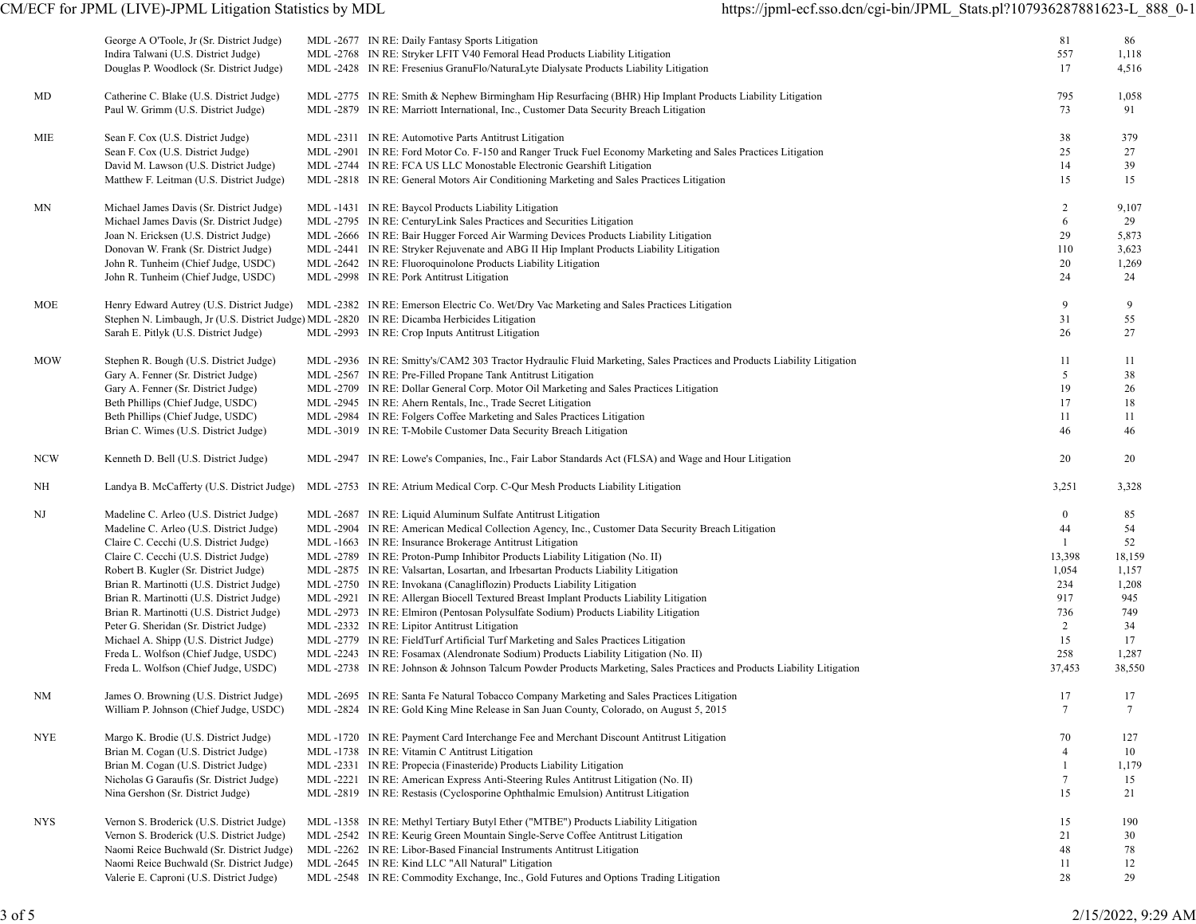| District | Judge | MDL | Litigation | Pending | Total |
|---|---|---|---|---|---|
| | George A O'Toole, Jr (Sr. District Judge) | MDL -2677 | IN RE: Daily Fantasy Sports Litigation | 81 | 86 |
| | Indira Talwani (U.S. District Judge) | MDL -2768 | IN RE: Stryker LFIT V40 Femoral Head Products Liability Litigation | 557 | 1,118 |
| | Douglas P. Woodlock (Sr. District Judge) | MDL -2428 | IN RE: Fresenius GranuFlo/NaturaLyte Dialysate Products Liability Litigation | 17 | 4,516 |
| MD | Catherine C. Blake (U.S. District Judge) | MDL -2775 | IN RE: Smith & Nephew Birmingham Hip Resurfacing (BHR) Hip Implant Products Liability Litigation | 795 | 1,058 |
| | Paul W. Grimm (U.S. District Judge) | MDL -2879 | IN RE: Marriott International, Inc., Customer Data Security Breach Litigation | 73 | 91 |
| MIE | Sean F. Cox (U.S. District Judge) | MDL -2311 | IN RE: Automotive Parts Antitrust Litigation | 38 | 379 |
| | Sean F. Cox (U.S. District Judge) | MDL -2901 | IN RE: Ford Motor Co. F-150 and Ranger Truck Fuel Economy Marketing and Sales Practices Litigation | 25 | 27 |
| | David M. Lawson (U.S. District Judge) | MDL -2744 | IN RE: FCA US LLC Monostable Electronic Gearshift Litigation | 14 | 39 |
| | Matthew F. Leitman (U.S. District Judge) | MDL -2818 | IN RE: General Motors Air Conditioning Marketing and Sales Practices Litigation | 15 | 15 |
| MN | Michael James Davis (Sr. District Judge) | MDL -1431 | IN RE: Baycol Products Liability Litigation | 2 | 9,107 |
| | Michael James Davis (Sr. District Judge) | MDL -2795 | IN RE: CenturyLink Sales Practices and Securities Litigation | 6 | 29 |
| | Joan N. Ericksen (U.S. District Judge) | MDL -2666 | IN RE: Bair Hugger Forced Air Warming Devices Products Liability Litigation | 29 | 5,873 |
| | Donovan W. Frank (Sr. District Judge) | MDL -2441 | IN RE: Stryker Rejuvenate and ABG II Hip Implant Products Liability Litigation | 110 | 3,623 |
| | John R. Tunheim (Chief Judge, USDC) | MDL -2642 | IN RE: Fluoroquinolone Products Liability Litigation | 20 | 1,269 |
| | John R. Tunheim (Chief Judge, USDC) | MDL -2998 | IN RE: Pork Antitrust Litigation | 24 | 24 |
| MOE | Henry Edward Autrey (U.S. District Judge) | MDL -2382 | IN RE: Emerson Electric Co. Wet/Dry Vac Marketing and Sales Practices Litigation | 9 | 9 |
| | Stephen N. Limbaugh, Jr (U.S. District Judge) | MDL -2820 | IN RE: Dicamba Herbicides Litigation | 31 | 55 |
| | Sarah E. Pitlyk (U.S. District Judge) | MDL -2993 | IN RE: Crop Inputs Antitrust Litigation | 26 | 27 |
| MOW | Stephen R. Bough (U.S. District Judge) | MDL -2936 | IN RE: Smitty's/CAM2 303 Tractor Hydraulic Fluid Marketing, Sales Practices and Products Liability Litigation | 11 | 11 |
| | Gary A. Fenner (Sr. District Judge) | MDL -2567 | IN RE: Pre-Filled Propane Tank Antitrust Litigation | 5 | 38 |
| | Gary A. Fenner (Sr. District Judge) | MDL -2709 | IN RE: Dollar General Corp. Motor Oil Marketing and Sales Practices Litigation | 19 | 26 |
| | Beth Phillips (Chief Judge, USDC) | MDL -2945 | IN RE: Ahern Rentals, Inc., Trade Secret Litigation | 17 | 18 |
| | Beth Phillips (Chief Judge, USDC) | MDL -2984 | IN RE: Folgers Coffee Marketing and Sales Practices Litigation | 11 | 11 |
| | Brian C. Wimes (U.S. District Judge) | MDL -3019 | IN RE: T-Mobile Customer Data Security Breach Litigation | 46 | 46 |
| NCW | Kenneth D. Bell (U.S. District Judge) | MDL -2947 | IN RE: Lowe's Companies, Inc., Fair Labor Standards Act (FLSA) and Wage and Hour Litigation | 20 | 20 |
| NH | Landya B. McCafferty (U.S. District Judge) | MDL -2753 | IN RE: Atrium Medical Corp. C-Qur Mesh Products Liability Litigation | 3,251 | 3,328 |
| NJ | Madeline C. Arleo (U.S. District Judge) | MDL -2687 | IN RE: Liquid Aluminum Sulfate Antitrust Litigation | 0 | 85 |
| | Madeline C. Arleo (U.S. District Judge) | MDL -2904 | IN RE: American Medical Collection Agency, Inc., Customer Data Security Breach Litigation | 44 | 54 |
| | Claire C. Cecchi (U.S. District Judge) | MDL -1663 | IN RE: Insurance Brokerage Antitrust Litigation | 1 | 52 |
| | Claire C. Cecchi (U.S. District Judge) | MDL -2789 | IN RE: Proton-Pump Inhibitor Products Liability Litigation (No. II) | 13,398 | 18,159 |
| | Robert B. Kugler (Sr. District Judge) | MDL -2875 | IN RE: Valsartan, Losartan, and Irbesartan Products Liability Litigation | 1,054 | 1,157 |
| | Brian R. Martinotti (U.S. District Judge) | MDL -2750 | IN RE: Invokana (Canagliflozin) Products Liability Litigation | 234 | 1,208 |
| | Brian R. Martinotti (U.S. District Judge) | MDL -2921 | IN RE: Allergan Biocell Textured Breast Implant Products Liability Litigation | 917 | 945 |
| | Brian R. Martinotti (U.S. District Judge) | MDL -2973 | IN RE: Elmiron (Pentosan Polysulfate Sodium) Products Liability Litigation | 736 | 749 |
| | Peter G. Sheridan (Sr. District Judge) | MDL -2332 | IN RE: Lipitor Antitrust Litigation | 2 | 34 |
| | Michael A. Shipp (U.S. District Judge) | MDL -2779 | IN RE: FieldTurf Artificial Turf Marketing and Sales Practices Litigation | 15 | 17 |
| | Freda L. Wolfson (Chief Judge, USDC) | MDL -2243 | IN RE: Fosamax (Alendronate Sodium) Products Liability Litigation (No. II) | 258 | 1,287 |
| | Freda L. Wolfson (Chief Judge, USDC) | MDL -2738 | IN RE: Johnson & Johnson Talcum Powder Products Marketing, Sales Practices and Products Liability Litigation | 37,453 | 38,550 |
| NM | James O. Browning (U.S. District Judge) | MDL -2695 | IN RE: Santa Fe Natural Tobacco Company Marketing and Sales Practices Litigation | 17 | 17 |
| | William P. Johnson (Chief Judge, USDC) | MDL -2824 | IN RE: Gold King Mine Release in San Juan County, Colorado, on August 5, 2015 | 7 | 7 |
| NYE | Margo K. Brodie (U.S. District Judge) | MDL -1720 | IN RE: Payment Card Interchange Fee and Merchant Discount Antitrust Litigation | 70 | 127 |
| | Brian M. Cogan (U.S. District Judge) | MDL -1738 | IN RE: Vitamin C Antitrust Litigation | 4 | 10 |
| | Brian M. Cogan (U.S. District Judge) | MDL -2331 | IN RE: Propecia (Finasteride) Products Liability Litigation | 1 | 1,179 |
| | Nicholas G Garaufis (Sr. District Judge) | MDL -2221 | IN RE: American Express Anti-Steering Rules Antitrust Litigation (No. II) | 7 | 15 |
| | Nina Gershon (Sr. District Judge) | MDL -2819 | IN RE: Restasis (Cyclosporine Ophthalmic Emulsion) Antitrust Litigation | 15 | 21 |
| NYS | Vernon S. Broderick (U.S. District Judge) | MDL -1358 | IN RE: Methyl Tertiary Butyl Ether ("MTBE") Products Liability Litigation | 15 | 190 |
| | Vernon S. Broderick (U.S. District Judge) | MDL -2542 | IN RE: Keurig Green Mountain Single-Serve Coffee Antitrust Litigation | 21 | 30 |
| | Naomi Reice Buchwald (Sr. District Judge) | MDL -2262 | IN RE: Libor-Based Financial Instruments Antitrust Litigation | 48 | 78 |
| | Naomi Reice Buchwald (Sr. District Judge) | MDL -2645 | IN RE: Kind LLC "All Natural" Litigation | 11 | 12 |
| | Valerie E. Caproni (U.S. District Judge) | MDL -2548 | IN RE: Commodity Exchange, Inc., Gold Futures and Options Trading Litigation | 28 | 29 |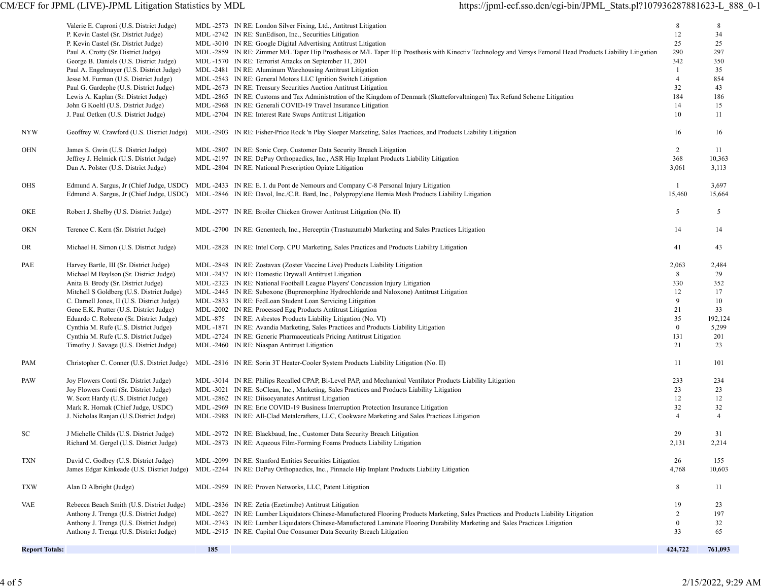| District | Judge | MDL No. | Litigation | Pending | Total |
|---|---|---|---|---|---|
| | Valerie E. Caproni (U.S. District Judge) | MDL -2573 | IN RE: London Silver Fixing, Ltd., Antitrust Litigation | 8 | 8 |
| | P. Kevin Castel (Sr. District Judge) | MDL -2742 | IN RE: SunEdison, Inc., Securities Litigation | 12 | 34 |
| | P. Kevin Castel (Sr. District Judge) | MDL -3010 | IN RE: Google Digital Advertising Antitrust Litigation | 25 | 25 |
| | Paul A. Crotty (Sr. District Judge) | MDL -2859 | IN RE: Zimmer M/L Taper Hip Prosthesis or M/L Taper Hip Prosthesis with Kinectiv Technology and Versys Femoral Head Products Liability Litigation | 290 | 297 |
| | George B. Daniels (U.S. District Judge) | MDL -1570 | IN RE: Terrorist Attacks on September 11, 2001 | 342 | 350 |
| | Paul A. Engelmayer (U.S. District Judge) | MDL -2481 | IN RE: Aluminum Warehousing Antitrust Litigation | 1 | 35 |
| | Jesse M. Furman (U.S. District Judge) | MDL -2543 | IN RE: General Motors LLC Ignition Switch Litigation | 4 | 854 |
| | Paul G. Gardephe (U.S. District Judge) | MDL -2673 | IN RE: Treasury Securities Auction Antitrust Litigation | 32 | 43 |
| | Lewis A. Kaplan (Sr. District Judge) | MDL -2865 | IN RE: Customs and Tax Administration of the Kingdom of Denmark (Skatteforvaltningen) Tax Refund Scheme Litigation | 184 | 186 |
| | John G Koeltl (U.S. District Judge) | MDL -2968 | IN RE: Generali COVID-19 Travel Insurance Litigation | 14 | 15 |
| | J. Paul Oetken (U.S. District Judge) | MDL -2704 | IN RE: Interest Rate Swaps Antitrust Litigation | 10 | 11 |
| NYW | Geoffrey W. Crawford (U.S. District Judge) | MDL -2903 | IN RE: Fisher-Price Rock 'n Play Sleeper Marketing, Sales Practices, and Products Liability Litigation | 16 | 16 |
| OHN | James S. Gwin (U.S. District Judge) | MDL -2807 | IN RE: Sonic Corp. Customer Data Security Breach Litigation | 2 | 11 |
| | Jeffrey J. Helmick (U.S. District Judge) | MDL -2197 | IN RE: DePuy Orthopaedics, Inc., ASR Hip Implant Products Liability Litigation | 368 | 10,363 |
| | Dan A. Polster (U.S. District Judge) | MDL -2804 | IN RE: National Prescription Opiate Litigation | 3,061 | 3,113 |
| OHS | Edmund A. Sargus, Jr (Chief Judge, USDC) | MDL -2433 | IN RE: E. I. du Pont de Nemours and Company C-8 Personal Injury Litigation | 1 | 3,697 |
| | Edmund A. Sargus, Jr (Chief Judge, USDC) | MDL -2846 | IN RE: Davol, Inc./C.R. Bard, Inc., Polypropylene Hernia Mesh Products Liability Litigation | 15,460 | 15,664 |
| OKE | Robert J. Shelby (U.S. District Judge) | MDL -2977 | IN RE: Broiler Chicken Grower Antitrust Litigation (No. II) | 5 | 5 |
| OKN | Terence C. Kern (Sr. District Judge) | MDL -2700 | IN RE: Genentech, Inc., Herceptin (Trastuzumab) Marketing and Sales Practices Litigation | 14 | 14 |
| OR | Michael H. Simon (U.S. District Judge) | MDL -2828 | IN RE: Intel Corp. CPU Marketing, Sales Practices and Products Liability Litigation | 41 | 43 |
| PAE | Harvey Bartle, III (Sr. District Judge) | MDL -2848 | IN RE: Zostavax (Zoster Vaccine Live) Products Liability Litigation | 2,063 | 2,484 |
| | Michael M Baylson (Sr. District Judge) | MDL -2437 | IN RE: Domestic Drywall Antitrust Litigation | 8 | 29 |
| | Anita B. Brody (Sr. District Judge) | MDL -2323 | IN RE: National Football League Players' Concussion Injury Litigation | 330 | 352 |
| | Mitchell S Goldberg (U.S. District Judge) | MDL -2445 | IN RE: Suboxone (Buprenorphine Hydrochloride and Naloxone) Antitrust Litigation | 12 | 17 |
| | C. Darnell Jones, II (U.S. District Judge) | MDL -2833 | IN RE: FedLoan Student Loan Servicing Litigation | 9 | 10 |
| | Gene E.K. Pratter (U.S. District Judge) | MDL -2002 | IN RE: Processed Egg Products Antitrust Litigation | 21 | 33 |
| | Eduardo C. Robreno (Sr. District Judge) | MDL -875 | IN RE: Asbestos Products Liability Litigation (No. VI) | 35 | 192,124 |
| | Cynthia M. Rufe (U.S. District Judge) | MDL -1871 | IN RE: Avandia Marketing, Sales Practices and Products Liability Litigation | 0 | 5,299 |
| | Cynthia M. Rufe (U.S. District Judge) | MDL -2724 | IN RE: Generic Pharmaceuticals Pricing Antitrust Litigation | 131 | 201 |
| | Timothy J. Savage (U.S. District Judge) | MDL -2460 | IN RE: Niaspan Antitrust Litigation | 21 | 23 |
| PAM | Christopher C. Conner (U.S. District Judge) | MDL -2816 | IN RE: Sorin 3T Heater-Cooler System Products Liability Litigation (No. II) | 11 | 101 |
| PAW | Joy Flowers Conti (Sr. District Judge) | MDL -3014 | IN RE: Philips Recalled CPAP, Bi-Level PAP, and Mechanical Ventilator Products Liability Litigation | 233 | 234 |
| | Joy Flowers Conti (Sr. District Judge) | MDL -3021 | IN RE: SoClean, Inc., Marketing, Sales Practices and Products Liability Litigation | 23 | 23 |
| | W. Scott Hardy (U.S. District Judge) | MDL -2862 | IN RE: Diisocyanates Antitrust Litigation | 12 | 12 |
| | Mark R. Hornak (Chief Judge, USDC) | MDL -2969 | IN RE: Erie COVID-19 Business Interruption Protection Insurance Litigation | 32 | 32 |
| | J. Nicholas Ranjan (U.S.District Judge) | MDL -2988 | IN RE: All-Clad Metalcrafters, LLC, Cookware Marketing and Sales Practices Litigation | 4 | 4 |
| SC | J Michelle Childs (U.S. District Judge) | MDL -2972 | IN RE: Blackbaud, Inc., Customer Data Security Breach Litigation | 29 | 31 |
| | Richard M. Gergel (U.S. District Judge) | MDL -2873 | IN RE: Aqueous Film-Forming Foams Products Liability Litigation | 2,131 | 2,214 |
| TXN | David C. Godbey (U.S. District Judge) | MDL -2099 | IN RE: Stanford Entities Securities Litigation | 26 | 155 |
| | James Edgar Kinkeade (U.S. District Judge) | MDL -2244 | IN RE: DePuy Orthopaedics, Inc., Pinnacle Hip Implant Products Liability Litigation | 4,768 | 10,603 |
| TXW | Alan D Albright (Judge) | MDL -2959 | IN RE: Proven Networks, LLC, Patent Litigation | 8 | 11 |
| VAE | Rebecca Beach Smith (U.S. District Judge) | MDL -2836 | IN RE: Zetia (Ezetimibe) Antitrust Litigation | 19 | 23 |
| | Anthony J. Trenga (U.S. District Judge) | MDL -2627 | IN RE: Lumber Liquidators Chinese-Manufactured Flooring Products Marketing, Sales Practices and Products Liability Litigation | 2 | 197 |
| | Anthony J. Trenga (U.S. District Judge) | MDL -2743 | IN RE: Lumber Liquidators Chinese-Manufactured Laminate Flooring Durability Marketing and Sales Practices Litigation | 0 | 32 |
| | Anthony J. Trenga (U.S. District Judge) | MDL -2915 | IN RE: Capital One Consumer Data Security Breach Litigation | 33 | 65 |
| **Report Totals:** | | **185** | | **424,722** | **761,093** |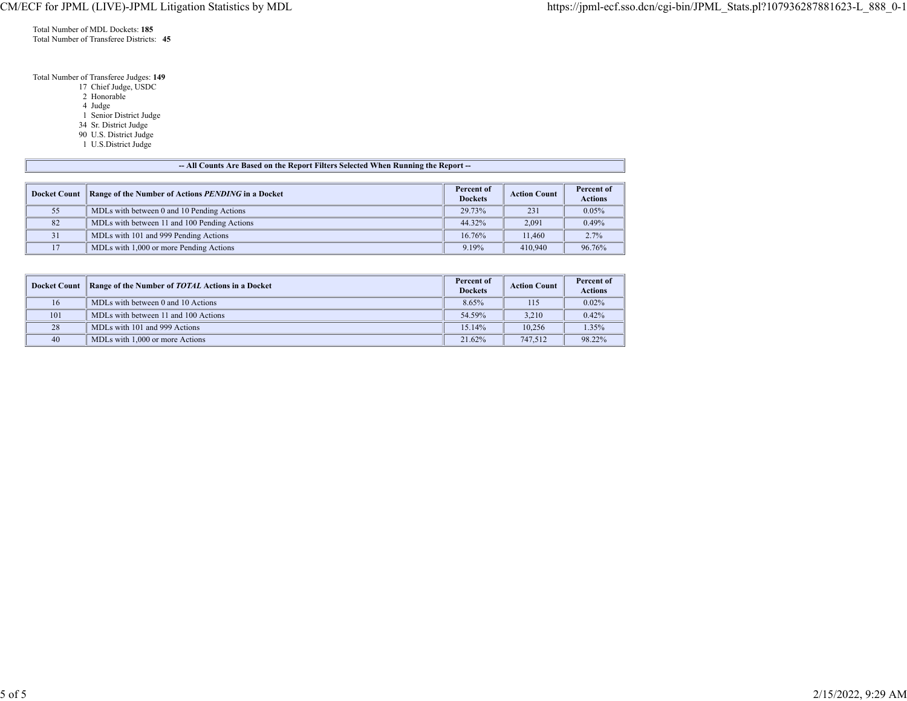Total Number of MDL Dockets: **185**
Total Number of Transferee Districts: **45**

Total Number of Transferee Judges: **149**

- 17 Chief Judge, USDC
- 2 Honorable
- 4 Judge
- 1 Senior District Judge
- 34 Sr. District Judge
- 90 U.S. District Judge
- 1 U.S.District Judge

**-- All Counts Are Based on the Report Filters Selected When Running the Report --**

| Docket Count | Range of the Number of Actions *PENDING* in a Docket | Percent of Dockets | Action Count | Percent of Actions |
|---|---|---|---|---|
| 55 | MDLs with between 0 and 10 Pending Actions | 29.73% | 231 | 0.05% |
| 82 | MDLs with between 11 and 100 Pending Actions | 44.32% | 2,091 | 0.49% |
| 31 | MDLs with 101 and 999 Pending Actions | 16.76% | 11,460 | 2.7% |
| 17 | MDLs with 1,000 or more Pending Actions | 9.19% | 410,940 | 96.76% |

| Docket Count | Range of the Number of *TOTAL* Actions in a Docket | Percent of Dockets | Action Count | Percent of Actions |
|---|---|---|---|---|
| 16 | MDLs with between 0 and 10 Actions | 8.65% | 115 | 0.02% |
| 101 | MDLs with between 11 and 100 Actions | 54.59% | 3,210 | 0.42% |
| 28 | MDLs with 101 and 999 Actions | 15.14% | 10,256 | 1.35% |
| 40 | MDLs with 1,000 or more Actions | 21.62% | 747,512 | 98.22% |